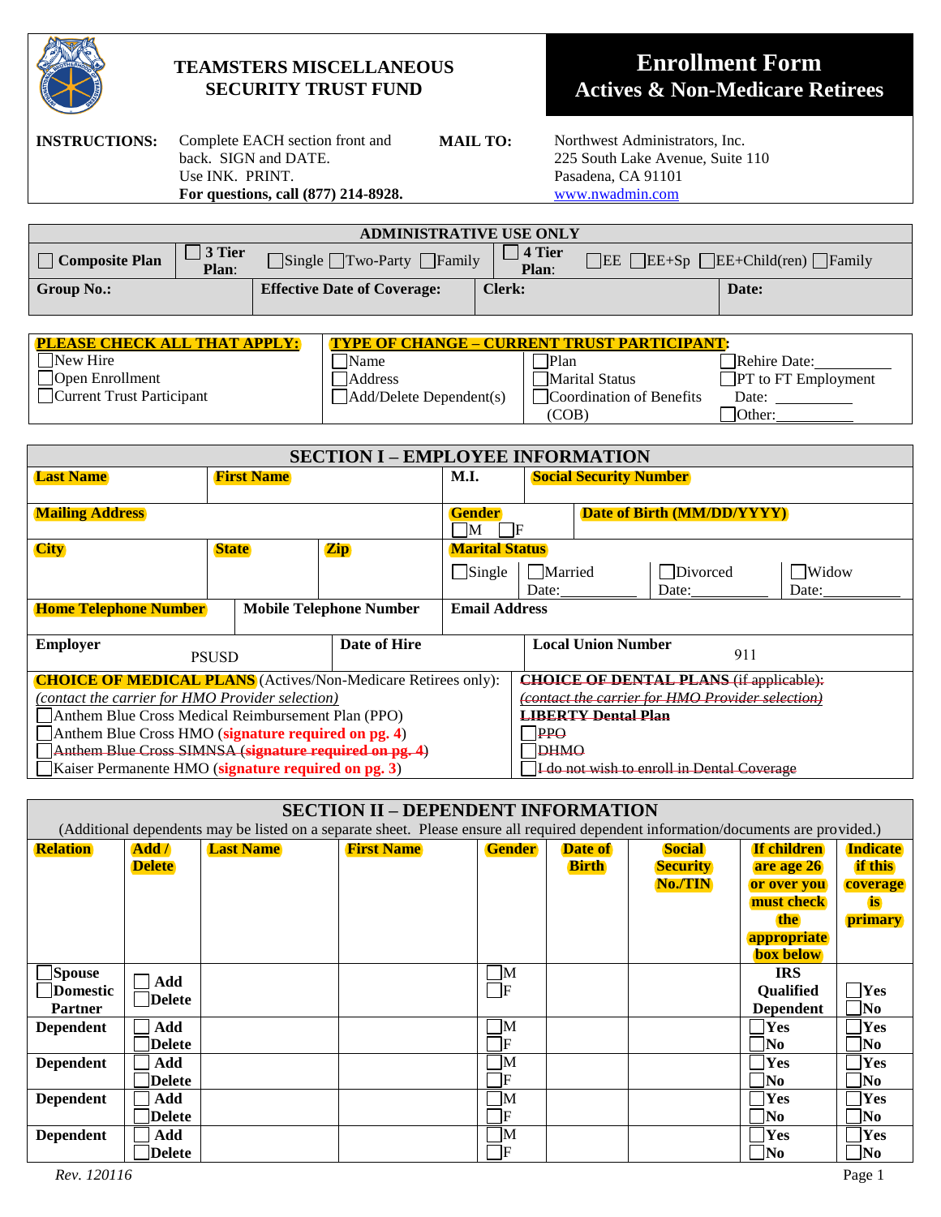# TEAMSTERS MISCELLANEOUS SECURITY TRUST FUND

## Enrollment Form
## Actives & Non-Medicare Retirees

**INSTRUCTIONS:** Complete EACH section front and back. SIGN and DATE. Use INK. PRINT. **For questions, call (877) 214-8928.**

**MAIL TO:** Northwest Administrators, Inc.
225 South Lake Avenue, Suite 110
Pasadena, CA 91101
www.nwadmin.com

| ADMINISTRATIVE USE ONLY | | | |
|---|---|---|---|
| ☐ **Composite Plan** | ☐ **3 Tier Plan**: ☐Single ☐Two-Party ☐Family | ☐ **4 Tier Plan**: ☐EE ☐EE+Sp ☐EE+Child(ren) ☐Family | |
| **Group No.:** | **Effective Date of Coverage:** | **Clerk:** | **Date:** |

| PLEASE CHECK ALL THAT APPLY: | TYPE OF CHANGE – CURRENT TRUST PARTICIPANT: | | |
|---|---|---|---|
| ☐New Hire | ☐Name | ☐Plan | ☐Rehire Date:__________ |
| ☐Open Enrollment | ☐Address | ☐Marital Status | ☐PT to FT Employment Date: __________ |
| ☐Current Trust Participant | ☐Add/Delete Dependent(s) | ☐Coordination of Benefits (COB) | ☐Other:__________ |

## SECTION I – EMPLOYEE INFORMATION

| Last Name | First Name | M.I. | Social Security Number |
|---|---|---|---|
| | | | |

| Mailing Address | Gender ☐M ☐F | Date of Birth (MM/DD/YYYY) |
|---|---|---|
| | | |

| City | State | Zip | Marital Status |
|---|---|---|---|
| | | | ☐Single ☐Married Date:________ ☐Divorced Date:________ ☐Widow Date:________ |

| Home Telephone Number | Mobile Telephone Number | Email Address |
|---|---|---|
| | | |

| Employer | Date of Hire | Local Union Number |
|---|---|---|
| PSUSD | | 911 |

**CHOICE OF MEDICAL PLANS** (Actives/Non-Medicare Retirees only):
*(contact the carrier for HMO Provider selection)*
☐Anthem Blue Cross Medical Reimbursement Plan (PPO)
☐Anthem Blue Cross HMO (**signature required on pg. 4**)
☐~~Anthem Blue Cross SIMNSA (signature required on pg. 4)~~
☐Kaiser Permanente HMO (**signature required on pg. 3**)

~~**CHOICE OF DENTAL PLANS** (if applicable):~~
~~*(contact the carrier for HMO Provider selection)*~~
~~**LIBERTY Dental Plan**~~
☐~~PPO~~
☐~~DHMO~~
☐~~I do not wish to enroll in Dental Coverage~~

## SECTION II – DEPENDENT INFORMATION

(Additional dependents may be listed on a separate sheet. Please ensure all required dependent information/documents are provided.)

| Relation | Add / Delete | Last Name | First Name | Gender | Date of Birth | Social Security No./TIN | If children are age 26 or over you must check the appropriate box below | Indicate if this coverage is primary |
|---|---|---|---|---|---|---|---|---|
| ☐Spouse ☐Domestic Partner | ☐Add ☐Delete | | | ☐M ☐F | | | IRS Qualified Dependent | ☐Yes ☐No |
| Dependent | ☐Add ☐Delete | | | ☐M ☐F | | | ☐Yes ☐No | ☐Yes ☐No |
| Dependent | ☐Add ☐Delete | | | ☐M ☐F | | | ☐Yes ☐No | ☐Yes ☐No |
| Dependent | ☐Add ☐Delete | | | ☐M ☐F | | | ☐Yes ☐No | ☐Yes ☐No |
| Dependent | ☐Add ☐Delete | | | ☐M ☐F | | | ☐Yes ☐No | ☐Yes ☐No |

*Rev. 120116*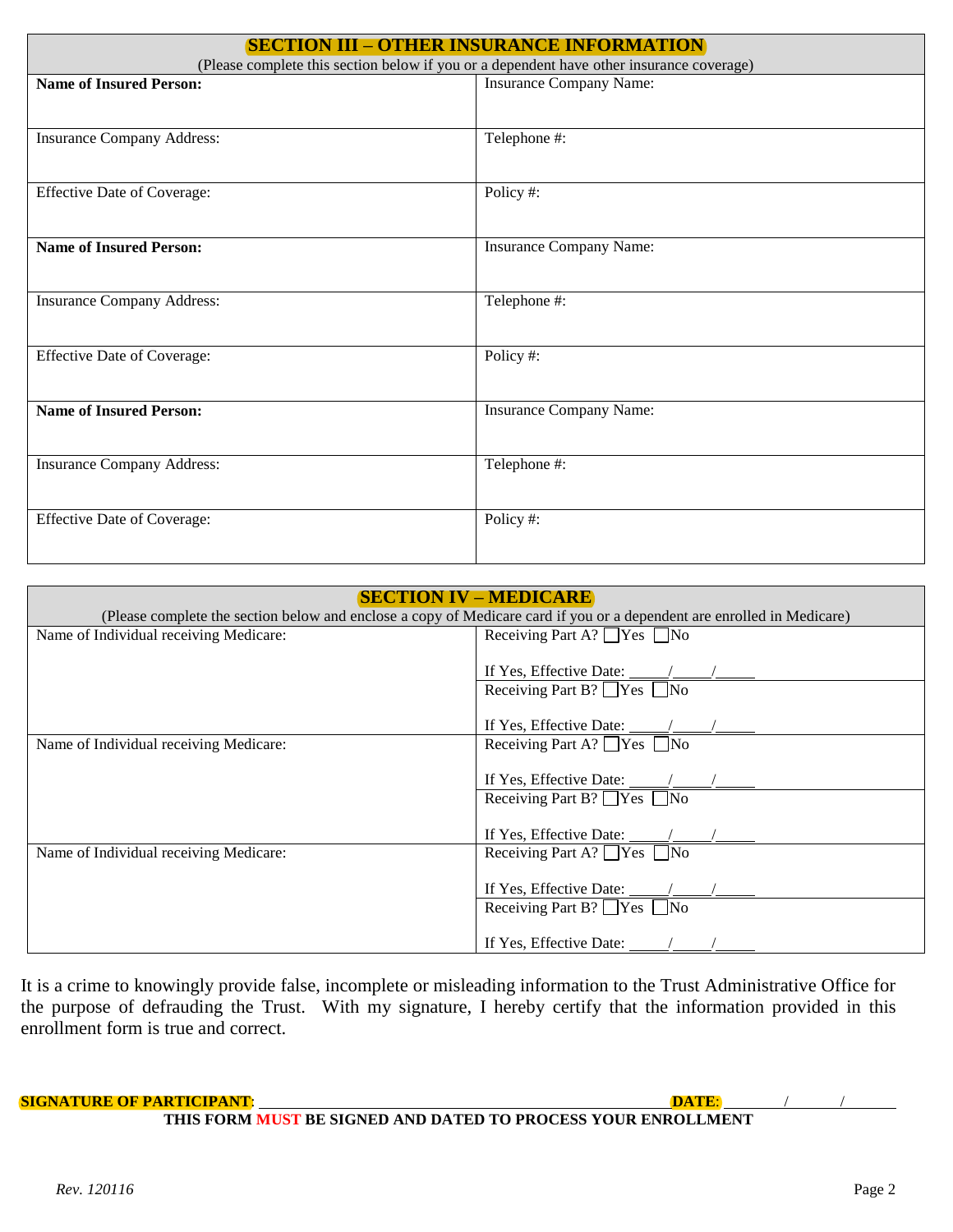## SECTION III – OTHER INSURANCE INFORMATION

(Please complete this section below if you or a dependent have other insurance coverage)

| **Name of Insured Person:** | Insurance Company Name: |
|---|---|
| Insurance Company Address: | Telephone #: |
| Effective Date of Coverage: | Policy #: |
| **Name of Insured Person:** | Insurance Company Name: |
| Insurance Company Address: | Telephone #: |
| Effective Date of Coverage: | Policy #: |
| **Name of Insured Person:** | Insurance Company Name: |
| Insurance Company Address: | Telephone #: |
| Effective Date of Coverage: | Policy #: |

## SECTION IV – MEDICARE

(Please complete the section below and enclose a copy of Medicare card if you or a dependent are enrolled in Medicare)

| Name of Individual receiving Medicare: | Receiving Part A? ☐Yes ☐No<br><br>If Yes, Effective Date: _____/_____/_____ |
|---|---|
| | Receiving Part B? ☐Yes ☐No<br><br>If Yes, Effective Date: _____/_____/_____ |
| Name of Individual receiving Medicare: | Receiving Part A? ☐Yes ☐No<br><br>If Yes, Effective Date: _____/_____/_____ |
| | Receiving Part B? ☐Yes ☐No<br><br>If Yes, Effective Date: _____/_____/_____ |
| Name of Individual receiving Medicare: | Receiving Part A? ☐Yes ☐No<br><br>If Yes, Effective Date: _____/_____/_____ |
| | Receiving Part B? ☐Yes ☐No<br><br>If Yes, Effective Date: _____/_____/_____ |

It is a crime to knowingly provide false, incomplete or misleading information to the Trust Administrative Office for the purpose of defrauding the Trust. With my signature, I hereby certify that the information provided in this enrollment form is true and correct.

**SIGNATURE OF PARTICIPANT**: ________________________________________ **DATE**: ______/______/______

**THIS FORM MUST BE SIGNED AND DATED TO PROCESS YOUR ENROLLMENT**

*Rev. 120116*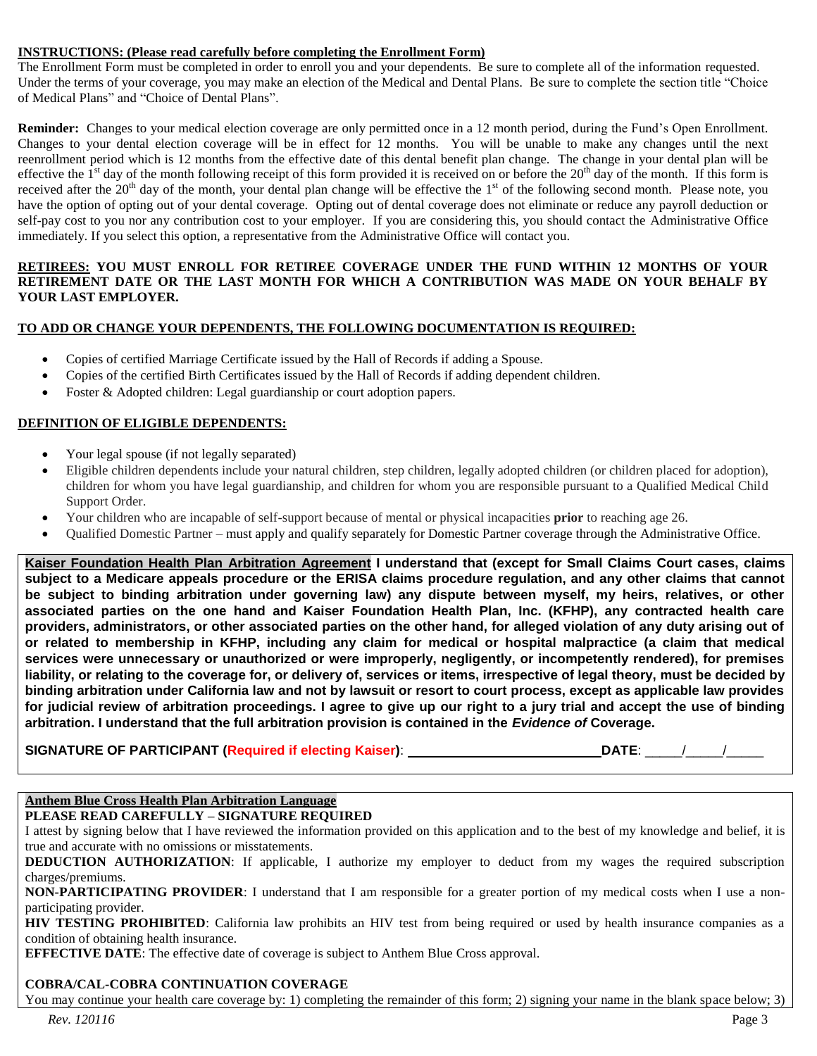**INSTRUCTIONS: (Please read carefully before completing the Enrollment Form)**

The Enrollment Form must be completed in order to enroll you and your dependents. Be sure to complete all of the information requested. Under the terms of your coverage, you may make an election of the Medical and Dental Plans. Be sure to complete the section title "Choice of Medical Plans" and "Choice of Dental Plans".

**Reminder:** Changes to your medical election coverage are only permitted once in a 12 month period, during the Fund's Open Enrollment. Changes to your dental election coverage will be in effect for 12 months. You will be unable to make any changes until the next reenrollment period which is 12 months from the effective date of this dental benefit plan change. The change in your dental plan will be effective the 1st day of the month following receipt of this form provided it is received on or before the 20th day of the month. If this form is received after the 20th day of the month, your dental plan change will be effective the 1st of the following second month. Please note, you have the option of opting out of your dental coverage. Opting out of dental coverage does not eliminate or reduce any payroll deduction or self-pay cost to you nor any contribution cost to your employer. If you are considering this, you should contact the Administrative Office immediately. If you select this option, a representative from the Administrative Office will contact you.

**RETIREES: YOU MUST ENROLL FOR RETIREE COVERAGE UNDER THE FUND WITHIN 12 MONTHS OF YOUR RETIREMENT DATE OR THE LAST MONTH FOR WHICH A CONTRIBUTION WAS MADE ON YOUR BEHALF BY YOUR LAST EMPLOYER.**

**TO ADD OR CHANGE YOUR DEPENDENTS, THE FOLLOWING DOCUMENTATION IS REQUIRED:**

- Copies of certified Marriage Certificate issued by the Hall of Records if adding a Spouse.
- Copies of the certified Birth Certificates issued by the Hall of Records if adding dependent children.
- Foster & Adopted children: Legal guardianship or court adoption papers.

**DEFINITION OF ELIGIBLE DEPENDENTS:**

- Your legal spouse (if not legally separated)
- Eligible children dependents include your natural children, step children, legally adopted children (or children placed for adoption), children for whom you have legal guardianship, and children for whom you are responsible pursuant to a Qualified Medical Child Support Order.
- Your children who are incapable of self-support because of mental or physical incapacities **prior** to reaching age 26.
- Qualified Domestic Partner – must apply and qualify separately for Domestic Partner coverage through the Administrative Office.

**Kaiser Foundation Health Plan Arbitration Agreement I understand that (except for Small Claims Court cases, claims subject to a Medicare appeals procedure or the ERISA claims procedure regulation, and any other claims that cannot be subject to binding arbitration under governing law) any dispute between myself, my heirs, relatives, or other associated parties on the one hand and Kaiser Foundation Health Plan, Inc. (KFHP), any contracted health care providers, administrators, or other associated parties on the other hand, for alleged violation of any duty arising out of or related to membership in KFHP, including any claim for medical or hospital malpractice (a claim that medical services were unnecessary or unauthorized or were improperly, negligently, or incompetently rendered), for premises liability, or relating to the coverage for, or delivery of, services or items, irrespective of legal theory, must be decided by binding arbitration under California law and not by lawsuit or resort to court process, except as applicable law provides for judicial review of arbitration proceedings. I agree to give up our right to a jury trial and accept the use of binding arbitration. I understand that the full arbitration provision is contained in the *Evidence of* Coverage.**

**SIGNATURE OF PARTICIPANT (Required if electing Kaiser):** ____________________________ **DATE**: _____/_____/_____

**Anthem Blue Cross Health Plan Arbitration Language**

**PLEASE READ CAREFULLY – SIGNATURE REQUIRED**

I attest by signing below that I have reviewed the information provided on this application and to the best of my knowledge and belief, it is true and accurate with no omissions or misstatements.

**DEDUCTION AUTHORIZATION**: If applicable, I authorize my employer to deduct from my wages the required subscription charges/premiums.

**NON-PARTICIPATING PROVIDER**: I understand that I am responsible for a greater portion of my medical costs when I use a non-participating provider.

**HIV TESTING PROHIBITED**: California law prohibits an HIV test from being required or used by health insurance companies as a condition of obtaining health insurance.

**EFFECTIVE DATE**: The effective date of coverage is subject to Anthem Blue Cross approval.

**COBRA/CAL-COBRA CONTINUATION COVERAGE**

You may continue your health care coverage by: 1) completing the remainder of this form; 2) signing your name in the blank space below; 3)

*Rev. 120116*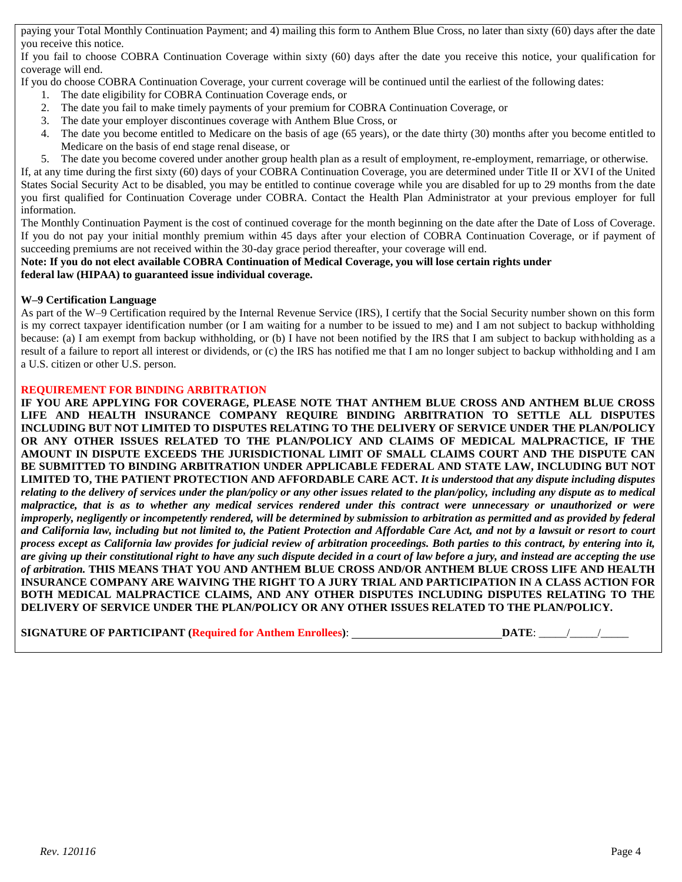paying your Total Monthly Continuation Payment; and 4) mailing this form to Anthem Blue Cross, no later than sixty (60) days after the date you receive this notice.

If you fail to choose COBRA Continuation Coverage within sixty (60) days after the date you receive this notice, your qualification for coverage will end.

If you do choose COBRA Continuation Coverage, your current coverage will be continued until the earliest of the following dates:

1. The date eligibility for COBRA Continuation Coverage ends, or
2. The date you fail to make timely payments of your premium for COBRA Continuation Coverage, or
3. The date your employer discontinues coverage with Anthem Blue Cross, or
4. The date you become entitled to Medicare on the basis of age (65 years), or the date thirty (30) months after you become entitled to Medicare on the basis of end stage renal disease, or
5. The date you become covered under another group health plan as a result of employment, re-employment, remarriage, or otherwise.

If, at any time during the first sixty (60) days of your COBRA Continuation Coverage, you are determined under Title II or XVI of the United States Social Security Act to be disabled, you may be entitled to continue coverage while you are disabled for up to 29 months from the date you first qualified for Continuation Coverage under COBRA. Contact the Health Plan Administrator at your previous employer for full information.

The Monthly Continuation Payment is the cost of continued coverage for the month beginning on the date after the Date of Loss of Coverage. If you do not pay your initial monthly premium within 45 days after your election of COBRA Continuation Coverage, or if payment of succeeding premiums are not received within the 30-day grace period thereafter, your coverage will end.

**Note: If you do not elect available COBRA Continuation of Medical Coverage, you will lose certain rights under federal law (HIPAA) to guaranteed issue individual coverage.**

**W–9 Certification Language**

As part of the W–9 Certification required by the Internal Revenue Service (IRS), I certify that the Social Security number shown on this form is my correct taxpayer identification number (or I am waiting for a number to be issued to me) and I am not subject to backup withholding because: (a) I am exempt from backup withholding, or (b) I have not been notified by the IRS that I am subject to backup withholding as a result of a failure to report all interest or dividends, or (c) the IRS has notified me that I am no longer subject to backup withholding and I am a U.S. citizen or other U.S. person.

**REQUIREMENT FOR BINDING ARBITRATION**

**IF YOU ARE APPLYING FOR COVERAGE, PLEASE NOTE THAT ANTHEM BLUE CROSS AND ANTHEM BLUE CROSS LIFE AND HEALTH INSURANCE COMPANY REQUIRE BINDING ARBITRATION TO SETTLE ALL DISPUTES INCLUDING BUT NOT LIMITED TO DISPUTES RELATING TO THE DELIVERY OF SERVICE UNDER THE PLAN/POLICY OR ANY OTHER ISSUES RELATED TO THE PLAN/POLICY AND CLAIMS OF MEDICAL MALPRACTICE, IF THE AMOUNT IN DISPUTE EXCEEDS THE JURISDICTIONAL LIMIT OF SMALL CLAIMS COURT AND THE DISPUTE CAN BE SUBMITTED TO BINDING ARBITRATION UNDER APPLICABLE FEDERAL AND STATE LAW, INCLUDING BUT NOT LIMITED TO, THE PATIENT PROTECTION AND AFFORDABLE CARE ACT.** ***It is understood that any dispute including disputes relating to the delivery of services under the plan/policy or any other issues related to the plan/policy, including any dispute as to medical malpractice, that is as to whether any medical services rendered under this contract were unnecessary or unauthorized or were improperly, negligently or incompetently rendered, will be determined by submission to arbitration as permitted and as provided by federal and California law, including but not limited to, the Patient Protection and Affordable Care Act, and not by a lawsuit or resort to court process except as California law provides for judicial review of arbitration proceedings. Both parties to this contract, by entering into it, are giving up their constitutional right to have any such dispute decided in a court of law before a jury, and instead are accepting the use of arbitration.*** **THIS MEANS THAT YOU AND ANTHEM BLUE CROSS AND/OR ANTHEM BLUE CROSS LIFE AND HEALTH INSURANCE COMPANY ARE WAIVING THE RIGHT TO A JURY TRIAL AND PARTICIPATION IN A CLASS ACTION FOR BOTH MEDICAL MALPRACTICE CLAIMS, AND ANY OTHER DISPUTES INCLUDING DISPUTES RELATING TO THE DELIVERY OF SERVICE UNDER THE PLAN/POLICY OR ANY OTHER ISSUES RELATED TO THE PLAN/POLICY.**

**SIGNATURE OF PARTICIPANT (Required for Anthem Enrollees)**: ________________________ **DATE**: _____/_____/_____

*Rev. 120116*